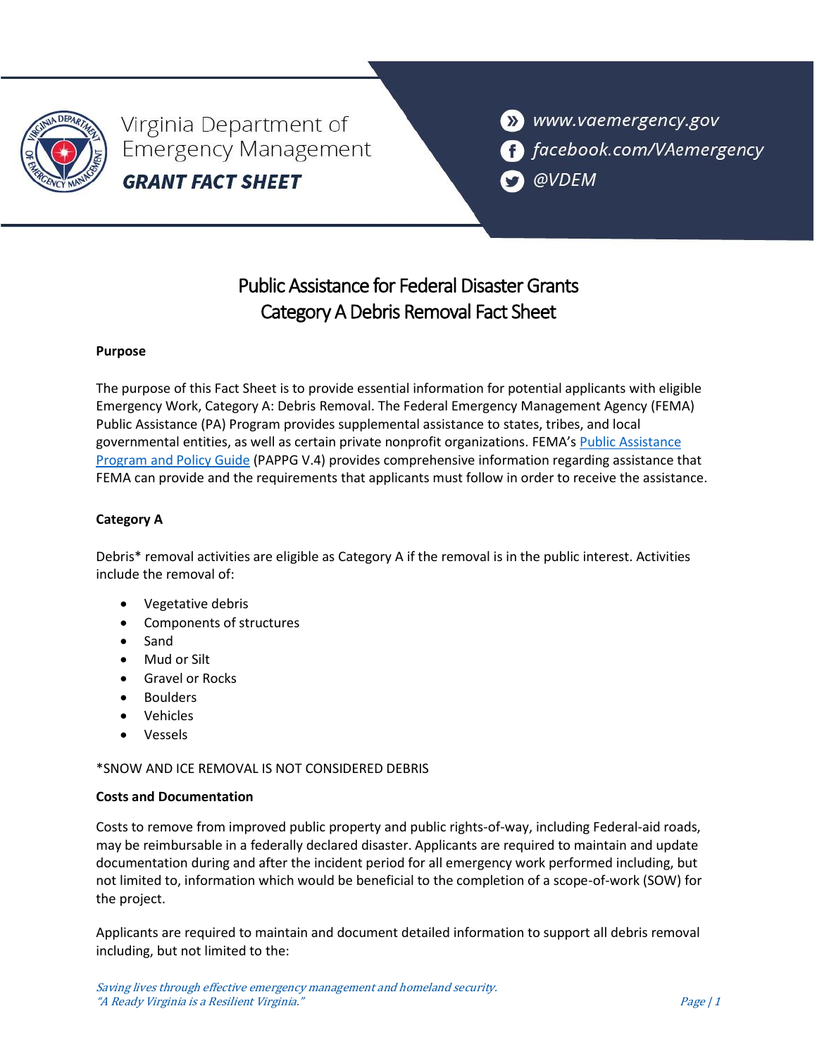Virginia Department of Emergency Management

**GRANT FACT SHEET**

www.vaemergency.gov

facebook.com/VAemergency

@VDEM

# Public Assistance for Federal Disaster Grants
# Category A Debris Removal Fact Sheet

**Purpose**

The purpose of this Fact Sheet is to provide essential information for potential applicants with eligible Emergency Work, Category A: Debris Removal. The Federal Emergency Management Agency (FEMA) Public Assistance (PA) Program provides supplemental assistance to states, tribes, and local governmental entities, as well as certain private nonprofit organizations. FEMA's Public Assistance Program and Policy Guide (PAPPG V.4) provides comprehensive information regarding assistance that FEMA can provide and the requirements that applicants must follow in order to receive the assistance.

**Category A**

Debris* removal activities are eligible as Category A if the removal is in the public interest. Activities include the removal of:

- Vegetative debris
- Components of structures
- Sand
- Mud or Silt
- Gravel or Rocks
- Boulders
- Vehicles
- Vessels

*SNOW AND ICE REMOVAL IS NOT CONSIDERED DEBRIS

**Costs and Documentation**

Costs to remove from improved public property and public rights-of-way, including Federal-aid roads, may be reimbursable in a federally declared disaster. Applicants are required to maintain and update documentation during and after the incident period for all emergency work performed including, but not limited to, information which would be beneficial to the completion of a scope-of-work (SOW) for the project.

Applicants are required to maintain and document detailed information to support all debris removal including, but not limited to the: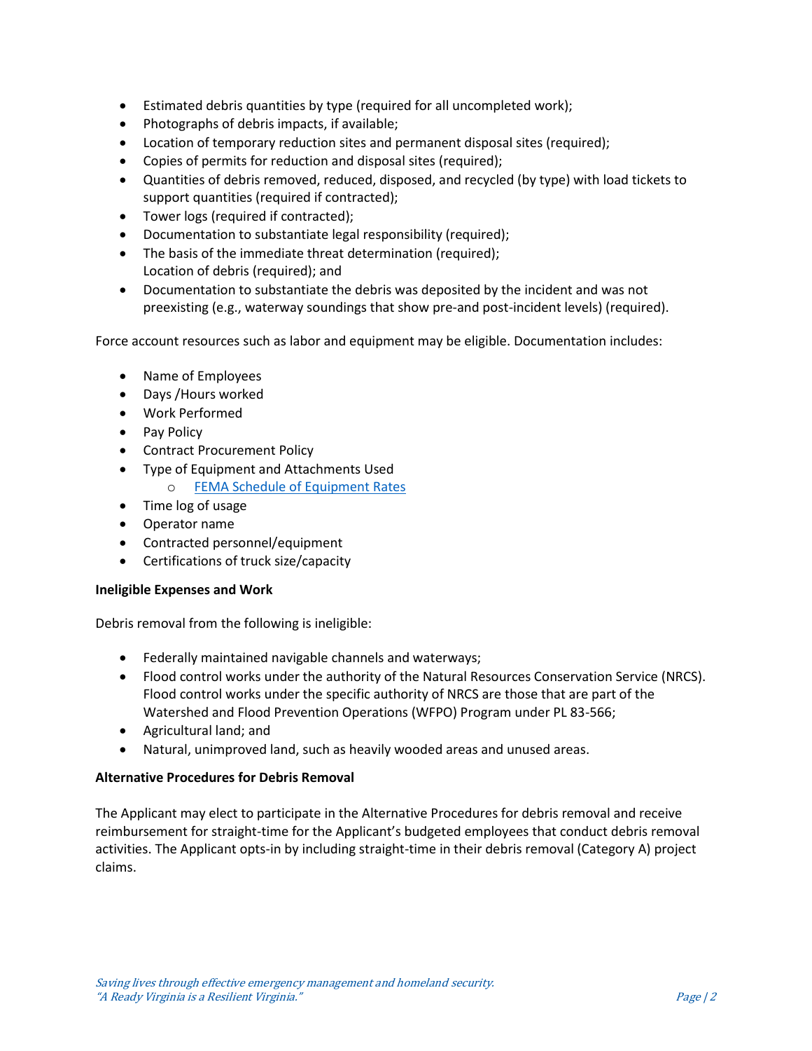- Estimated debris quantities by type (required for all uncompleted work);
- Photographs of debris impacts, if available;
- Location of temporary reduction sites and permanent disposal sites (required);
- Copies of permits for reduction and disposal sites (required);
- Quantities of debris removed, reduced, disposed, and recycled (by type) with load tickets to support quantities (required if contracted);
- Tower logs (required if contracted);
- Documentation to substantiate legal responsibility (required);
- The basis of the immediate threat determination (required);
  Location of debris (required); and
- Documentation to substantiate the debris was deposited by the incident and was not preexisting (e.g., waterway soundings that show pre-and post-incident levels) (required).

Force account resources such as labor and equipment may be eligible. Documentation includes:

- Name of Employees
- Days /Hours worked
- Work Performed
- Pay Policy
- Contract Procurement Policy
- Type of Equipment and Attachments Used
  - FEMA Schedule of Equipment Rates
- Time log of usage
- Operator name
- Contracted personnel/equipment
- Certifications of truck size/capacity

**Ineligible Expenses and Work**

Debris removal from the following is ineligible:

- Federally maintained navigable channels and waterways;
- Flood control works under the authority of the Natural Resources Conservation Service (NRCS). Flood control works under the specific authority of NRCS are those that are part of the Watershed and Flood Prevention Operations (WFPO) Program under PL 83-566;
- Agricultural land; and
- Natural, unimproved land, such as heavily wooded areas and unused areas.

**Alternative Procedures for Debris Removal**

The Applicant may elect to participate in the Alternative Procedures for debris removal and receive reimbursement for straight-time for the Applicant's budgeted employees that conduct debris removal activities. The Applicant opts-in by including straight-time in their debris removal (Category A) project claims.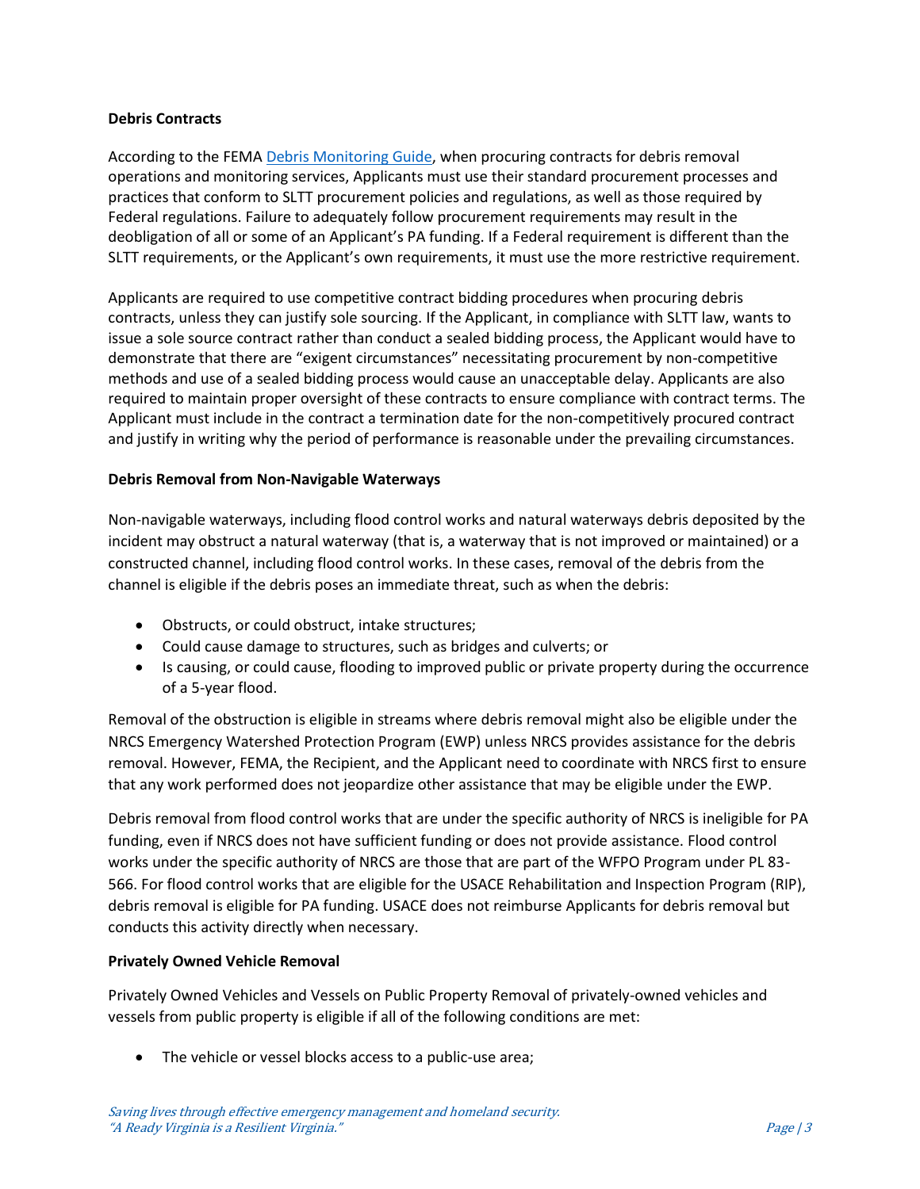**Debris Contracts**

According to the FEMA [Debris Monitoring Guide](), when procuring contracts for debris removal operations and monitoring services, Applicants must use their standard procurement processes and practices that conform to SLTT procurement policies and regulations, as well as those required by Federal regulations. Failure to adequately follow procurement requirements may result in the deobligation of all or some of an Applicant's PA funding. If a Federal requirement is different than the SLTT requirements, or the Applicant's own requirements, it must use the more restrictive requirement.

Applicants are required to use competitive contract bidding procedures when procuring debris contracts, unless they can justify sole sourcing. If the Applicant, in compliance with SLTT law, wants to issue a sole source contract rather than conduct a sealed bidding process, the Applicant would have to demonstrate that there are "exigent circumstances" necessitating procurement by non-competitive methods and use of a sealed bidding process would cause an unacceptable delay. Applicants are also required to maintain proper oversight of these contracts to ensure compliance with contract terms. The Applicant must include in the contract a termination date for the non-competitively procured contract and justify in writing why the period of performance is reasonable under the prevailing circumstances.

**Debris Removal from Non-Navigable Waterways**

Non-navigable waterways, including flood control works and natural waterways debris deposited by the incident may obstruct a natural waterway (that is, a waterway that is not improved or maintained) or a constructed channel, including flood control works. In these cases, removal of the debris from the channel is eligible if the debris poses an immediate threat, such as when the debris:

- Obstructs, or could obstruct, intake structures;
- Could cause damage to structures, such as bridges and culverts; or
- Is causing, or could cause, flooding to improved public or private property during the occurrence of a 5-year flood.

Removal of the obstruction is eligible in streams where debris removal might also be eligible under the NRCS Emergency Watershed Protection Program (EWP) unless NRCS provides assistance for the debris removal. However, FEMA, the Recipient, and the Applicant need to coordinate with NRCS first to ensure that any work performed does not jeopardize other assistance that may be eligible under the EWP.

Debris removal from flood control works that are under the specific authority of NRCS is ineligible for PA funding, even if NRCS does not have sufficient funding or does not provide assistance. Flood control works under the specific authority of NRCS are those that are part of the WFPO Program under PL 83-566. For flood control works that are eligible for the USACE Rehabilitation and Inspection Program (RIP), debris removal is eligible for PA funding. USACE does not reimburse Applicants for debris removal but conducts this activity directly when necessary.

**Privately Owned Vehicle Removal**

Privately Owned Vehicles and Vessels on Public Property Removal of privately-owned vehicles and vessels from public property is eligible if all of the following conditions are met:

- The vehicle or vessel blocks access to a public-use area;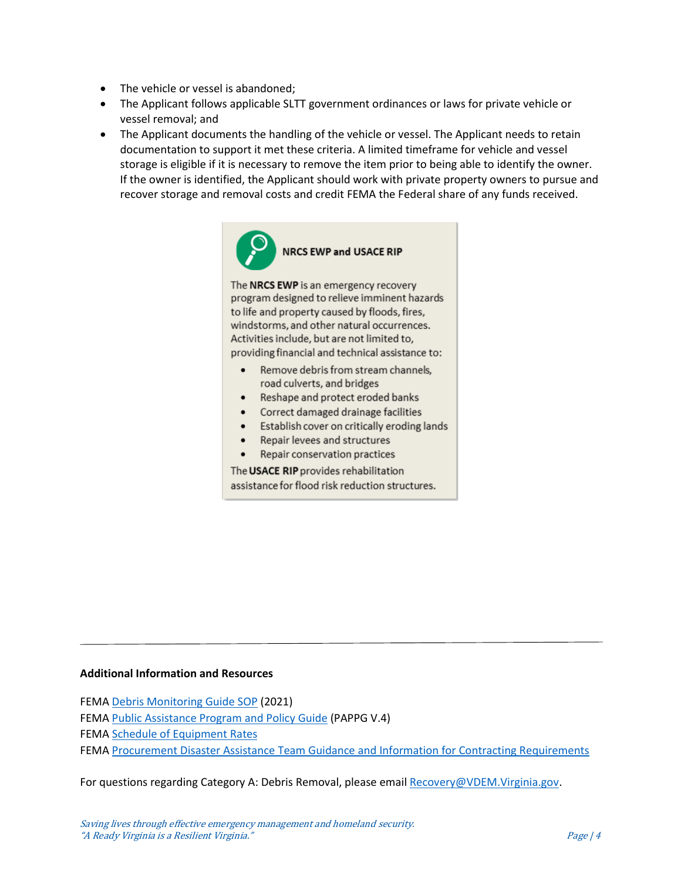- The vehicle or vessel is abandoned;
- The Applicant follows applicable SLTT government ordinances or laws for private vehicle or vessel removal; and
- The Applicant documents the handling of the vehicle or vessel. The Applicant needs to retain documentation to support it met these criteria. A limited timeframe for vehicle and vessel storage is eligible if it is necessary to remove the item prior to being able to identify the owner. If the owner is identified, the Applicant should work with private property owners to pursue and recover storage and removal costs and credit FEMA the Federal share of any funds received.

**NRCS EWP and USACE RIP**

The **NRCS EWP** is an emergency recovery program designed to relieve imminent hazards to life and property caused by floods, fires, windstorms, and other natural occurrences. Activities include, but are not limited to, providing financial and technical assistance to:

- Remove debris from stream channels, road culverts, and bridges
- Reshape and protect eroded banks
- Correct damaged drainage facilities
- Establish cover on critically eroding lands
- Repair levees and structures
- Repair conservation practices

The **USACE RIP** provides rehabilitation assistance for flood risk reduction structures.

---

**Additional Information and Resources**

FEMA Debris Monitoring Guide SOP (2021)
FEMA Public Assistance Program and Policy Guide (PAPPG V.4)
FEMA Schedule of Equipment Rates
FEMA Procurement Disaster Assistance Team Guidance and Information for Contracting Requirements

For questions regarding Category A: Debris Removal, please email Recovery@VDEM.Virginia.gov.